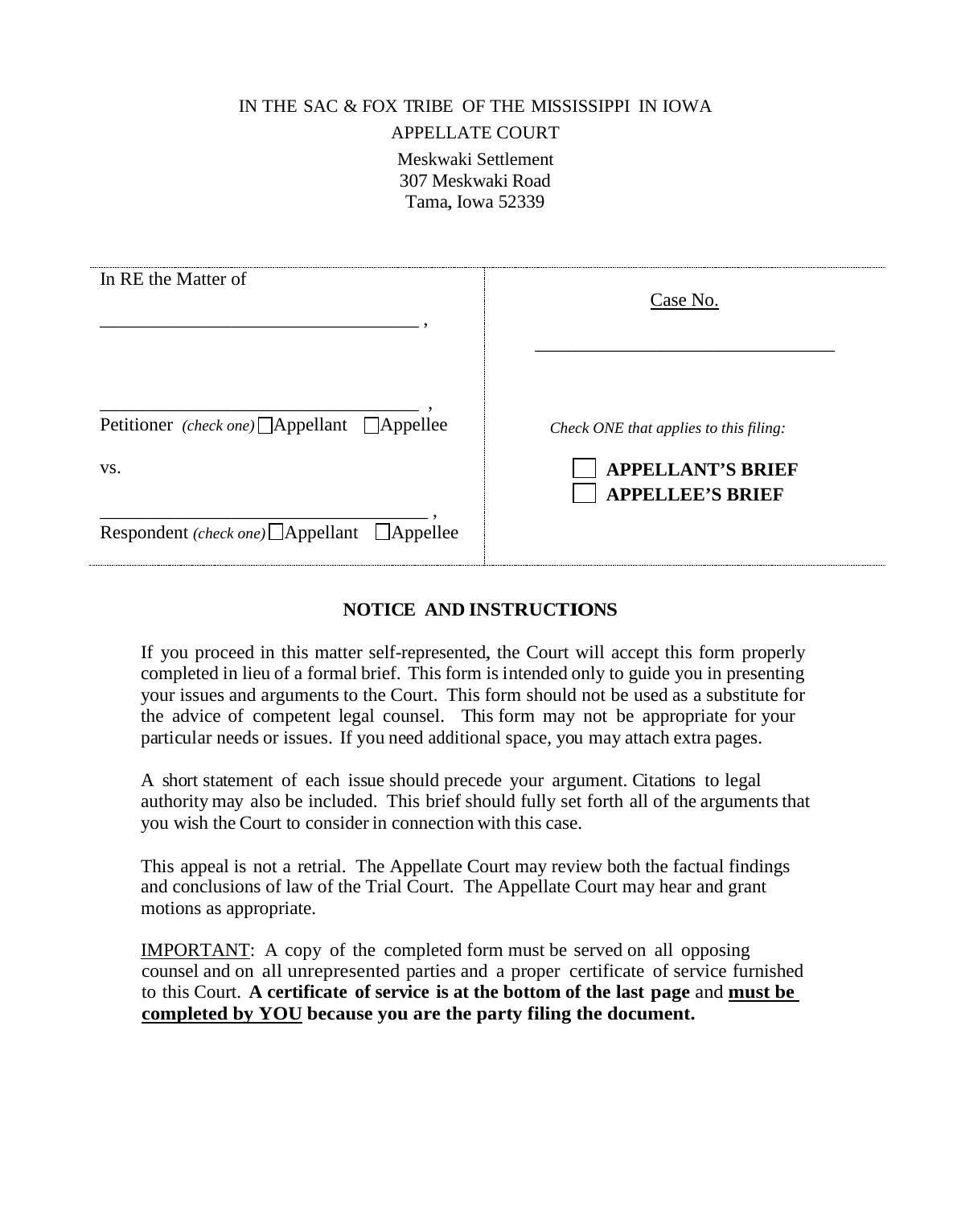IN THE SAC & FOX TRIBE OF THE MISSISSIPPI IN IOWA

APPELLATE COURT

Meskwaki Settlement
307 Meskwaki Road
Tama, Iowa 52339

| In RE the Matter of | Case No. |
| --- | --- |
| ________________________________ , | ________________________________ |
| ________________________________ , | |
| Petitioner *(check one)* ☐ Appellant ☐ Appellee | *Check ONE that applies to this filing:* |
| vs. | ☐ **APPELLANT'S BRIEF** |
| | ☐ **APPELLEE'S BRIEF** |
| ________________________________ , | |
| Respondent *(check one)* ☐ Appellant ☐ Appellee | |

## NOTICE AND INSTRUCTIONS

If you proceed in this matter self-represented, the Court will accept this form properly completed in lieu of a formal brief. This form is intended only to guide you in presenting your issues and arguments to the Court. This form should not be used as a substitute for the advice of competent legal counsel. This form may not be appropriate for your particular needs or issues. If you need additional space, you may attach extra pages.

A short statement of each issue should precede your argument. Citations to legal authority may also be included. This brief should fully set forth all of the arguments that you wish the Court to consider in connection with this case.

This appeal is not a retrial. The Appellate Court may review both the factual findings and conclusions of law of the Trial Court. The Appellate Court may hear and grant motions as appropriate.

IMPORTANT: A copy of the completed form must be served on all opposing counsel and on all unrepresented parties and a proper certificate of service furnished to this Court. **A certificate of service is at the bottom of the last page** and **must be completed by YOU because you are the party filing the document.**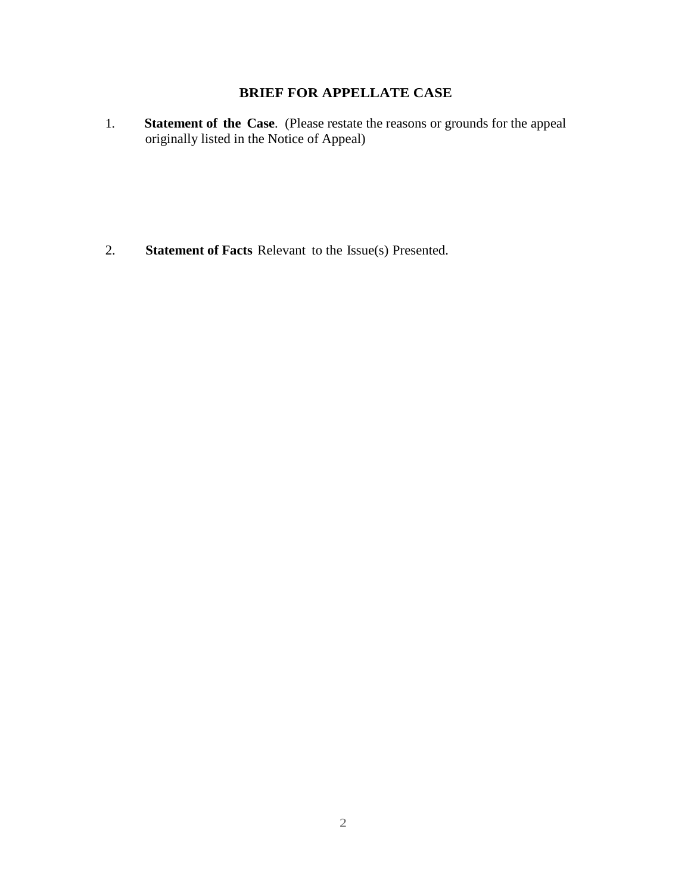## BRIEF FOR APPELLATE CASE

1. **Statement of the Case**. (Please restate the reasons or grounds for the appeal originally listed in the Notice of Appeal)

2. **Statement of Facts** Relevant to the Issue(s) Presented.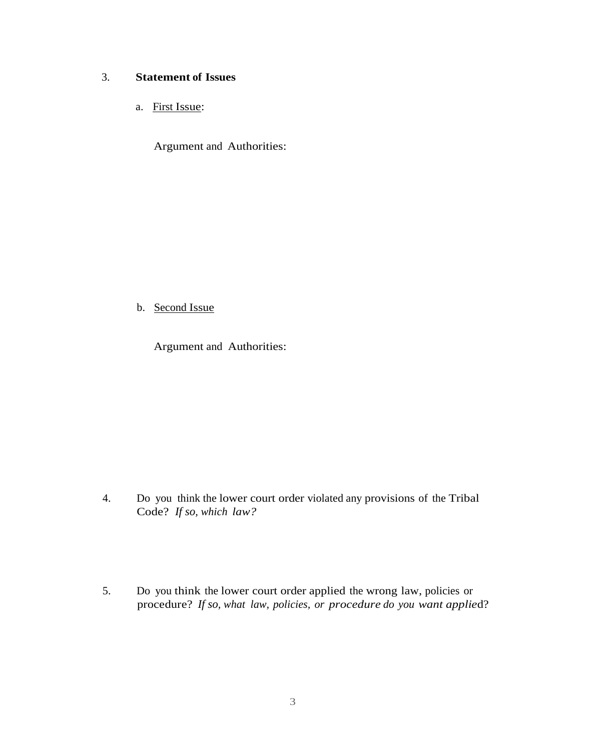3. **Statement of Issues**

   a. <u>First Issue</u>:

      Argument and Authorities:

   b. <u>Second Issue</u>

      Argument and Authorities:

4. Do you think the lower court order violated any provisions of the Tribal Code? *If so, which law?*

5. Do you think the lower court order applied the wrong law, policies or procedure? *If so, what law, policies, or procedure do you want applied*?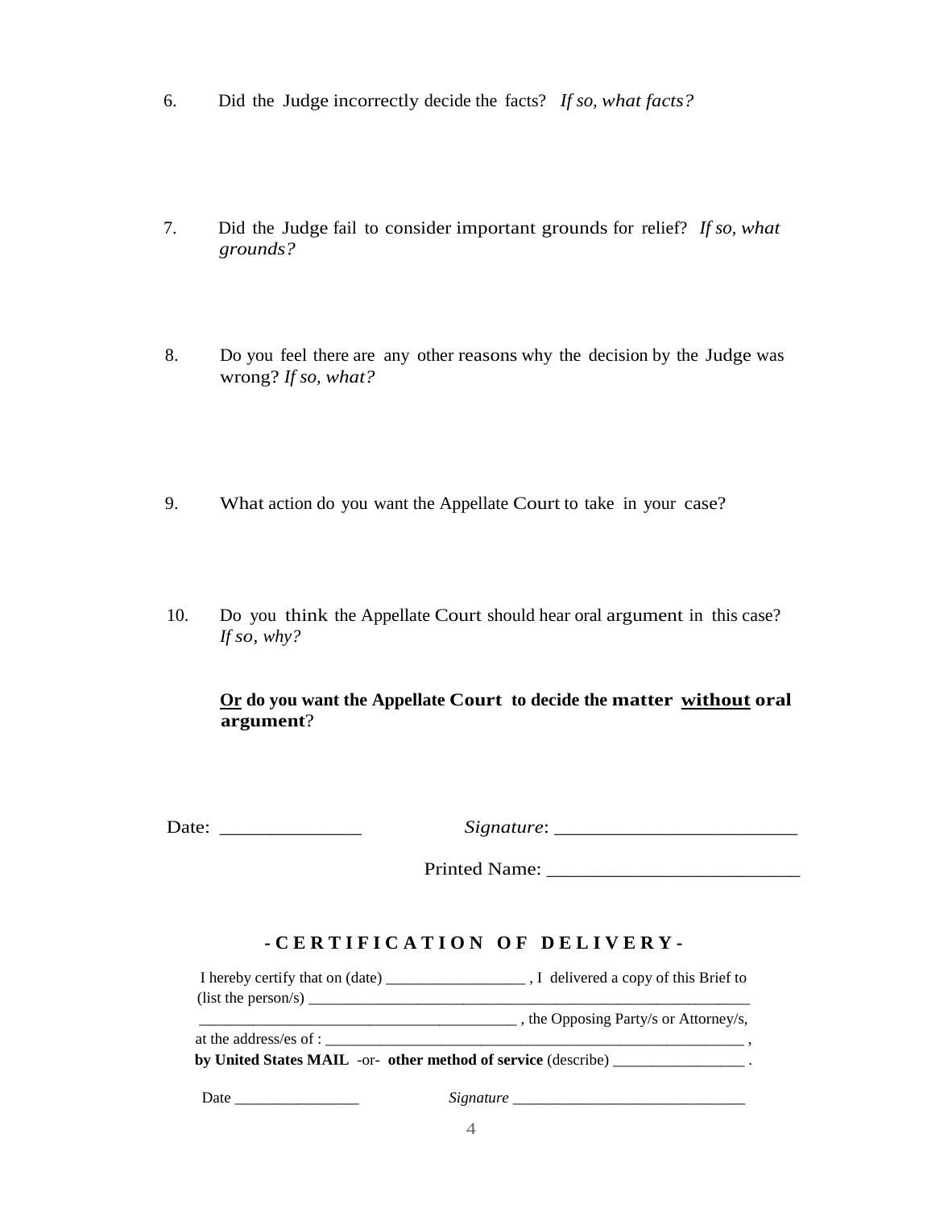6. Did the Judge incorrectly decide the facts? *If so, what facts?*

7. Did the Judge fail to consider important grounds for relief? *If so, what grounds?*

8. Do you feel there are any other reasons why the decision by the Judge was wrong? *If so, what?*

9. What action do you want the Appellate Court to take in your case?

10. Do you think the Appellate Court should hear oral argument in this case? *If so, why?*

    **<u>Or</u> do you want the Appellate Court to decide the matter <u>without</u> oral argument**?

Date: ______________ *Signature*: ________________________

Printed Name: _________________________

## -CERTIFICATION OF DELIVERY-

I hereby certify that on (date) _________________ , I delivered a copy of this Brief to (list the person/s) ____________________________________________________________
________________________________________ , the Opposing Party/s or Attorney/s, at the address/es of : __________________________________________________________ ,
**by United States MAIL** -or- **other method of service** (describe) _________________ .

Date ________________ *Signature* ______________________________